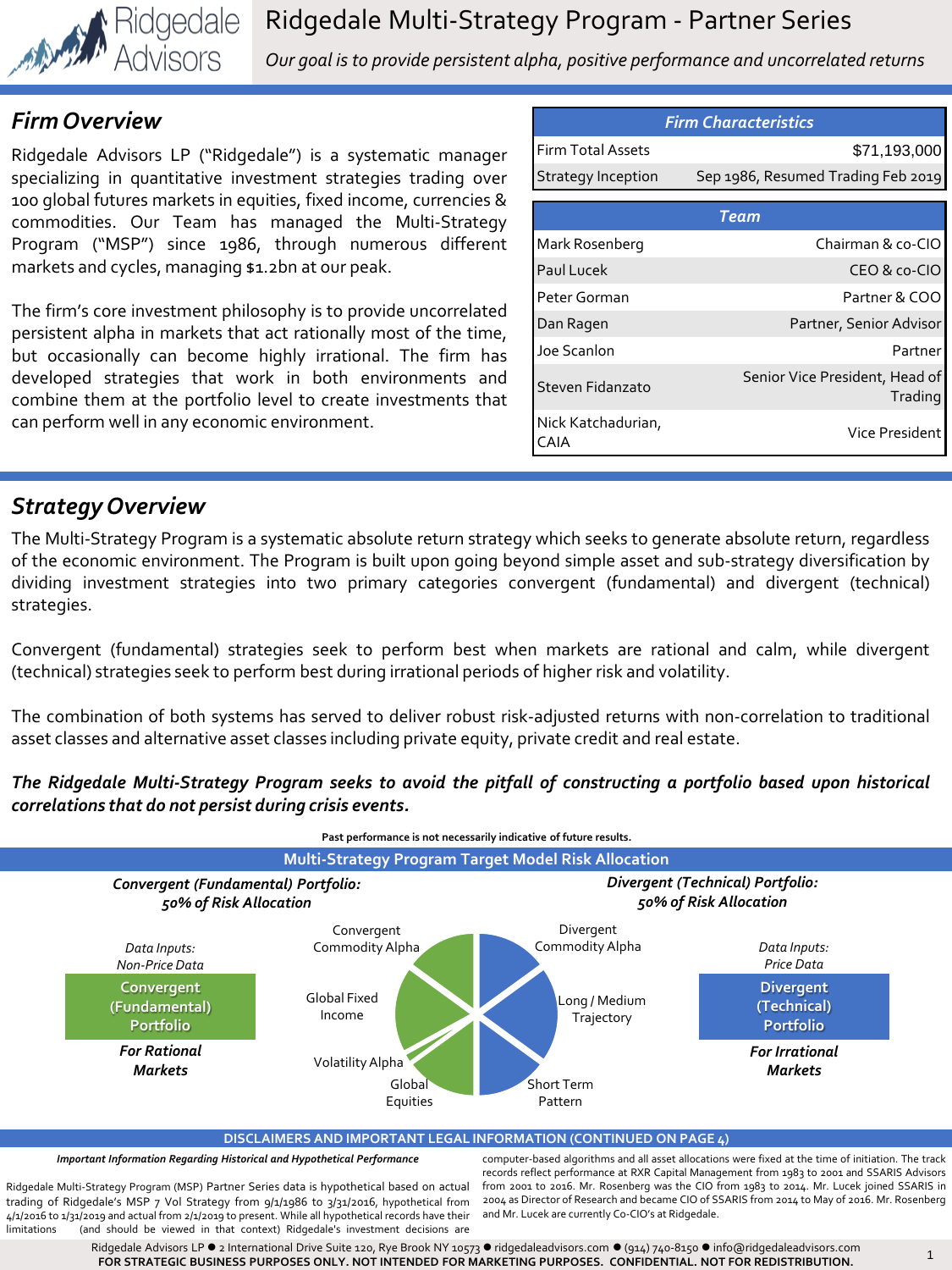# Ridgedale Multi-Strategy Program - Partner Series

*Our goal is to provide persistent alpha, positive performance and uncorrelated returns*

## *Firm Overview*

Ridgedale Advisors LP ("Ridgedale") is a systematic manager specializing in quantitative investment strategies trading over 100 global futures markets in equities, fixed income, currencies & commodities. Our Team has managed the Multi-Strategy Program ("MSP") since 1986, through numerous different markets and cycles, managing $1.2bn at our peak.

The firm's core investment philosophy is to provide uncorrelated persistent alpha in markets that act rationally most of the time, but occasionally can become highly irrational. The firm has developed strategies that work in both environments and combine them at the portfolio level to create investments that can perform well in any economic environment.

| *Firm Characteristics* | |
|---|---|
| Firm Total Assets | $71,193,000 |
| Strategy Inception | Sep 1986, Resumed Trading Feb 2019 |

| *Team* | |
|---|---|
| Mark Rosenberg | Chairman & co-CIO |
| Paul Lucek | CEO & co-CIO |
| Peter Gorman | Partner & COO |
| Dan Ragen | Partner, Senior Advisor |
| Joe Scanlon | Partner |
| Steven Fidanzato | Senior Vice President, Head of Trading |
| Nick Katchadurian, CAIA | Vice President |

## *Strategy Overview*

The Multi-Strategy Program is a systematic absolute return strategy which seeks to generate absolute return, regardless of the economic environment. The Program is built upon going beyond simple asset and sub-strategy diversification by dividing investment strategies into two primary categories convergent (fundamental) and divergent (technical) strategies.

Convergent (fundamental) strategies seek to perform best when markets are rational and calm, while divergent (technical) strategies seek to perform best during irrational periods of higher risk and volatility.

The combination of both systems has served to deliver robust risk-adjusted returns with non-correlation to traditional asset classes and alternative asset classes including private equity, private credit and real estate.

***The Ridgedale Multi-Strategy Program seeks to avoid the pitfall of constructing a portfolio based upon historical correlations that do not persist during crisis events.***

**Past performance is not necessarily indicative of future results.**

**Multi-Strategy Program Target Model Risk Allocation**

***Convergent (Fundamental) Portfolio: 50% of Risk Allocation***

*Data Inputs: Non-Price Data*

**Convergent (Fundamental) Portfolio**

***For Rational Markets***

Convergent Commodity Alpha
Global Fixed Income
Volatility Alpha
Global Equities

***Divergent (Technical) Portfolio: 50% of Risk Allocation***

*Data Inputs: Price Data*

**Divergent (Technical) Portfolio**

***For Irrational Markets***

Divergent Commodity Alpha
Long / Medium Trajectory
Short Term Pattern

**DISCLAIMERS AND IMPORTANT LEGAL INFORMATION (CONTINUED ON PAGE 4)**

***Important Information Regarding Historical and Hypothetical Performance***

Ridgedale Multi-Strategy Program (MSP) Partner Series data is hypothetical based on actual trading of Ridgedale's MSP 7 Vol Strategy from 9/1/1986 to 3/31/2016, hypothetical from 4/1/2016 to 1/31/2019 and actual from 2/1/2019 to present. While all hypothetical records have their limitations (and should be viewed in that context) Ridgedale's investment decisions are computer-based algorithms and all asset allocations were fixed at the time of initiation. The track records reflect performance at RXR Capital Management from 1983 to 2001 and SSARIS Advisors from 2001 to 2016. Mr. Rosenberg was the CIO from 1983 to 2014. Mr. Lucek joined SSARIS in 2004 as Director of Research and became CIO of SSARIS from 2014 to May of 2016. Mr. Rosenberg and Mr. Lucek are currently Co-CIO's at Ridgedale.

Ridgedale Advisors LP ● 2 International Drive Suite 120, Rye Brook NY 10573 ● ridgedaleadvisors.com ● (914) 740-8150 ● info@ridgedaleadvisors.com

**FOR STRATEGIC BUSINESS PURPOSES ONLY. NOT INTENDED FOR MARKETING PURPOSES. CONFIDENTIAL. NOT FOR REDISTRIBUTION.**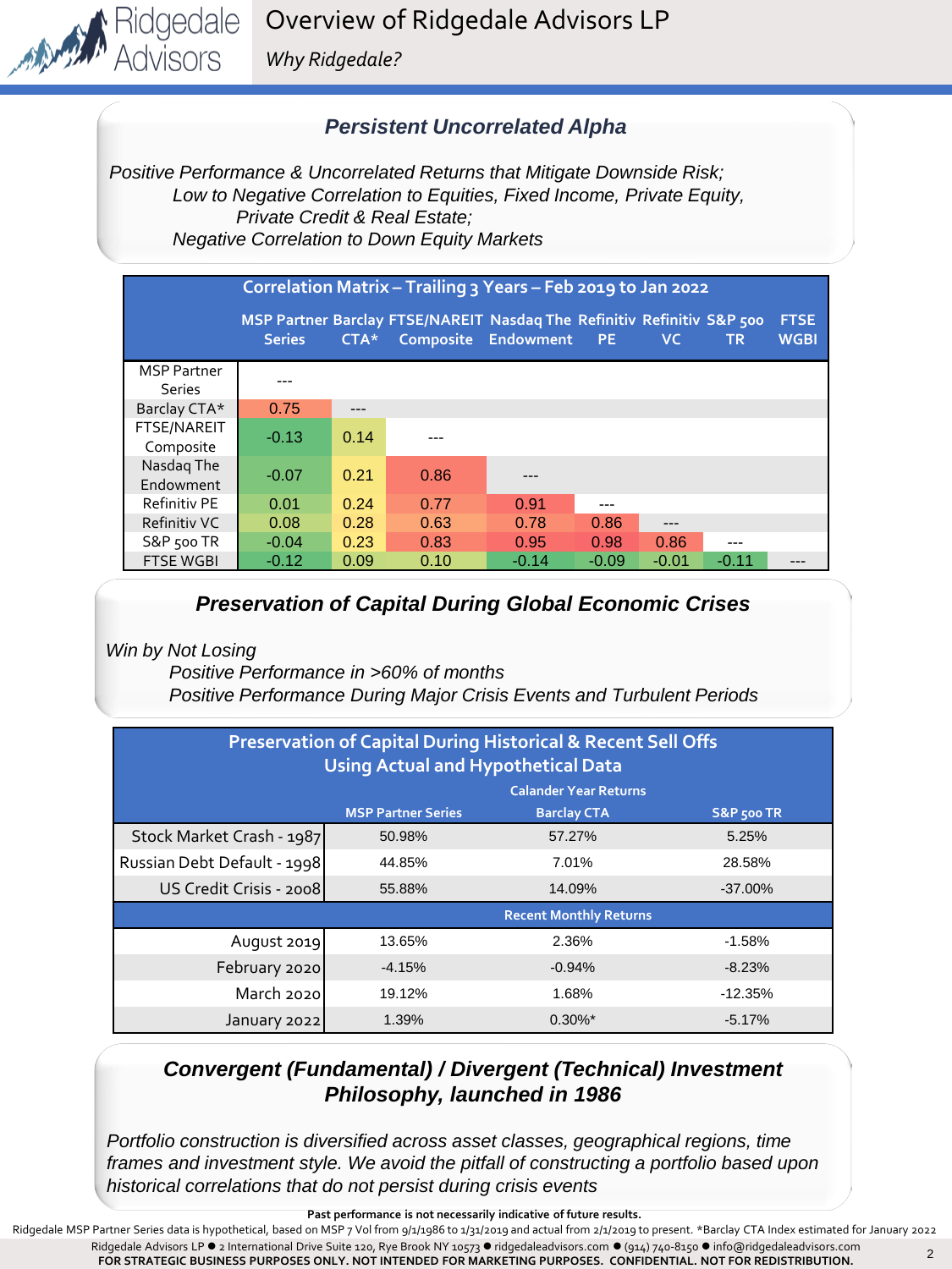# Overview of Ridgedale Advisors LP

*Why Ridgedale?*

## *Persistent Uncorrelated Alpha*

*Positive Performance & Uncorrelated Returns that Mitigate Downside Risk;*
*Low to Negative Correlation to Equities, Fixed Income, Private Equity, Private Credit & Real Estate;*
*Negative Correlation to Down Equity Markets*

| Correlation Matrix – Trailing 3 Years – Feb 2019 to Jan 2022 | MSP Partner Series | Barclay CTA* | FTSE/NAREIT Composite | Nasdaq The Endowment | Refinitiv PE | Refinitiv VC | S&P 500 TR | FTSE WGBI |
|---|---|---|---|---|---|---|---|---|
| MSP Partner Series | --- | | | | | | | |
| Barclay CTA* | 0.75 | --- | | | | | | |
| FTSE/NAREIT Composite | -0.13 | 0.14 | --- | | | | | |
| Nasdaq The Endowment | -0.07 | 0.21 | 0.86 | --- | | | | |
| Refinitiv PE | 0.01 | 0.24 | 0.77 | 0.91 | --- | | | |
| Refinitiv VC | 0.08 | 0.28 | 0.63 | 0.78 | 0.86 | --- | | |
| S&P 500 TR | -0.04 | 0.23 | 0.83 | 0.95 | 0.98 | 0.86 | --- | |
| FTSE WGBI | -0.12 | 0.09 | 0.10 | -0.14 | -0.09 | -0.01 | -0.11 | --- |

## *Preservation of Capital During Global Economic Crises*

*Win by Not Losing*
*Positive Performance in >60% of months*
*Positive Performance During Major Crisis Events and Turbulent Periods*

| Preservation of Capital During Historical & Recent Sell Offs Using Actual and Hypothetical Data | MSP Partner Series | Barclay CTA | S&P 500 TR |
|---|---|---|---|
| **Calander Year Returns** | | | |
| Stock Market Crash - 1987 | 50.98% | 57.27% | 5.25% |
| Russian Debt Default - 1998 | 44.85% | 7.01% | 28.58% |
| US Credit Crisis - 2008 | 55.88% | 14.09% | -37.00% |
| **Recent Monthly Returns** | | | |
| August 2019 | 13.65% | 2.36% | -1.58% |
| February 2020 | -4.15% | -0.94% | -8.23% |
| March 2020 | 19.12% | 1.68% | -12.35% |
| January 2022 | 1.39% | 0.30%* | -5.17% |

## *Convergent (Fundamental) / Divergent (Technical) Investment Philosophy, launched in 1986*

*Portfolio construction is diversified across asset classes, geographical regions, time frames and investment style. We avoid the pitfall of constructing a portfolio based upon historical correlations that do not persist during crisis events*

**Past performance is not necessarily indicative of future results.**

Ridgedale MSP Partner Series data is hypothetical, based on MSP 7 Vol from 9/1/1986 to 1/31/2019 and actual from 2/1/2019 to present. *Barclay CTA Index estimated for January 2022

Ridgedale Advisors LP ● 2 International Drive Suite 120, Rye Brook NY 10573 ● ridgedaleadvisors.com ● (914) 740-8150 ● info@ridgedaleadvisors.com

**FOR STRATEGIC BUSINESS PURPOSES ONLY. NOT INTENDED FOR MARKETING PURPOSES. CONFIDENTIAL. NOT FOR REDISTRIBUTION.**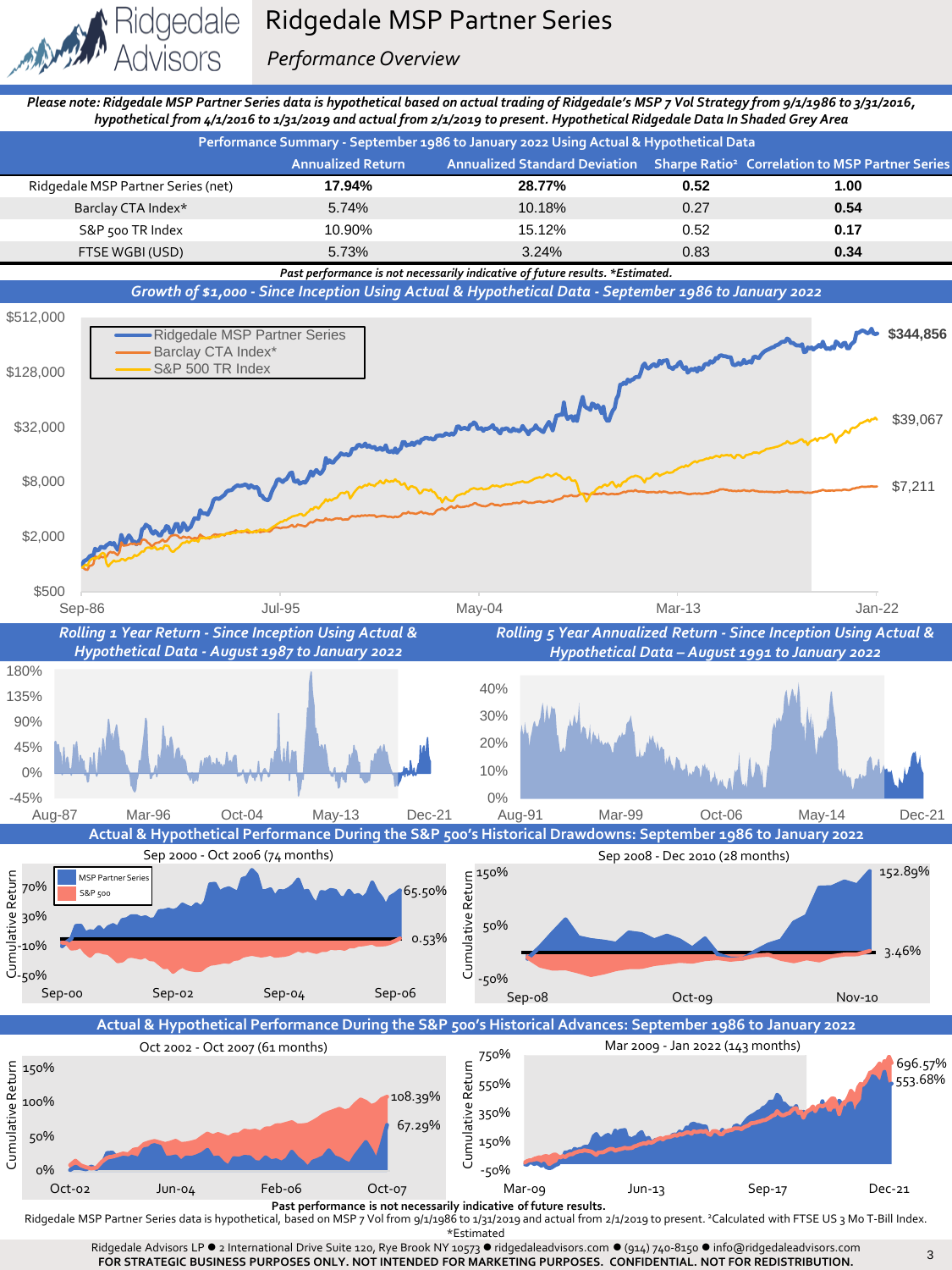# Ridgedale MSP Partner Series

*Performance Overview*

***Please note: Ridgedale MSP Partner Series data is hypothetical based on actual trading of Ridgedale's MSP 7 Vol Strategy from 9/1/1986 to 3/31/2016, hypothetical from 4/1/2016 to 1/31/2019 and actual from 2/1/2019 to present. Hypothetical Ridgedale Data In Shaded Grey Area***

**Performance Summary - September 1986 to January 2022 Using Actual & Hypothetical Data**

| | Annualized Return | Annualized Standard Deviation | Sharpe Ratio[2] | Correlation to MSP Partner Series |
|---|---|---|---|---|
| Ridgedale MSP Partner Series (net) | **17.94%** | **28.77%** | **0.52** | **1.00** |
| Barclay CTA Index* | 5.74% | 10.18% | 0.27 | **0.54** |
| S&P 500 TR Index | 10.90% | 15.12% | 0.52 | **0.17** |
| FTSE WGBI (USD) | 5.73% | 3.24% | 0.83 | **0.34** |

*Past performance is not necessarily indicative of future results. *Estimated.*

## *Growth of $1,000 - Since Inception Using Actual & Hypothetical Data - September 1986 to January 2022*

Ridgedale MSP Partner Series
Barclay CTA Index*
S&P 500 TR Index

$512,000
$128,000
$32,000
$8,000
$2,000
$500

Sep-86 Jul-95 May-04 Mar-13 Jan-22

$344,856
$39,067
$7,211

## *Rolling 1 Year Return - Since Inception Using Actual & Hypothetical Data - August 1987 to January 2022*

180% 135% 90% 45% 0% -45%

Aug-87 Mar-96 Oct-04 May-13 Dec-21

## *Rolling 5 Year Annualized Return - Since Inception Using Actual & Hypothetical Data – August 1991 to January 2022*

40% 30% 20% 10% 0%

Aug-91 Mar-99 Oct-06 May-14 Dec-21

## Actual & Hypothetical Performance During the S&P 500's Historical Drawdowns: September 1986 to January 2022

Sep 2000 - Oct 2006 (74 months)

MSP Partner Series
S&P 500

Cumulative Return

70% 30% -10% -50%

Sep-00 Sep-02 Sep-04 Sep-06

65.50%
0.53%

Sep 2008 - Dec 2010 (28 months)

Cumulative Return

150% 50% -50%

Sep-08 Oct-09 Nov-10

152.89%
3.46%

## Actual & Hypothetical Performance During the S&P 500's Historical Advances: September 1986 to January 2022

Oct 2002 - Oct 2007 (61 months)

Cumulative Return

150% 100% 50% 0%

Oct-02 Jun-04 Feb-06 Oct-07

108.39%
67.29%

Mar 2009 - Jan 2022 (143 months)

Cumulative Return

750% 550% 350% 150% -50%

Mar-09 Jun-13 Sep-17 Dec-21

696.57%
553.68%

**Past performance is not necessarily indicative of future results.**

Ridgedale MSP Partner Series data is hypothetical, based on MSP 7 Vol from 9/1/1986 to 1/31/2019 and actual from 2/1/2019 to present. [2]Calculated with FTSE US 3 Mo T-Bill Index. *Estimated

Ridgedale Advisors LP ● 2 International Drive Suite 120, Rye Brook NY 10573 ● ridgedaleadvisors.com ● (914) 740-8150 ● info@ridgedaleadvisors.com

**FOR STRATEGIC BUSINESS PURPOSES ONLY. NOT INTENDED FOR MARKETING PURPOSES. CONFIDENTIAL. NOT FOR REDISTRIBUTION.**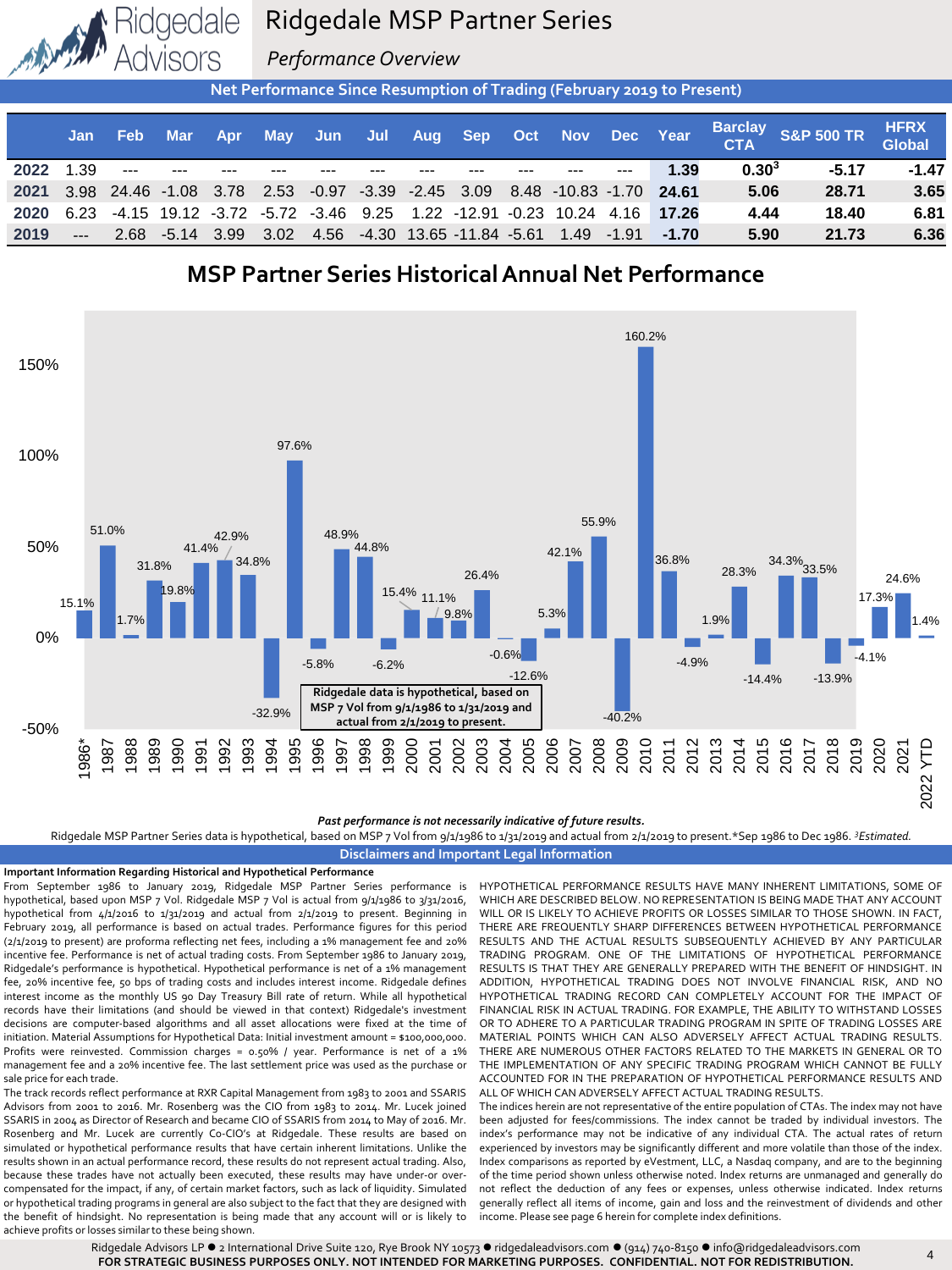# Ridgedale MSP Partner Series

*Performance Overview*

## Net Performance Since Resumption of Trading (February 2019 to Present)

| | Jan | Feb | Mar | Apr | May | Jun | Jul | Aug | Sep | Oct | Nov | Dec | Year | Barclay CTA | S&P 500 TR | HFRX Global |
|---|---|---|---|---|---|---|---|---|---|---|---|---|---|---|---|---|
| 2022 | 1.39 | --- | --- | --- | --- | --- | --- | --- | --- | --- | --- | --- | **1.39** | **0.30**[3] | **-5.17** | **-1.47** |
| 2021 | 3.98 | 24.46 | -1.08 | 3.78 | 2.53 | -0.97 | -3.39 | -2.45 | 3.09 | 8.48 | -10.83 | -1.70 | **24.61** | **5.06** | **28.71** | **3.65** |
| 2020 | 6.23 | -4.15 | 19.12 | -3.72 | -5.72 | -3.46 | 9.25 | 1.22 | -12.91 | -0.23 | 10.24 | 4.16 | **17.26** | **4.44** | **18.40** | **6.81** |
| 2019 | --- | 2.68 | -5.14 | 3.99 | 3.02 | 4.56 | -4.30 | 13.65 | -11.84 | -5.61 | 1.49 | -1.91 | **-1.70** | **5.90** | **21.73** | **6.36** |

## MSP Partner Series Historical Annual Net Performance

150%
100%
50%
0%
-50%

15.1% 51.0% 1.7% 31.8% 19.8% 41.4% 42.9% 34.8% -32.9% 97.6% -5.8% 48.9% 44.8% -6.2% 15.4% 11.1% 9.8% 26.4% -0.6% -12.6% 5.3% 42.1% 55.9% -40.2% 160.2% 36.8% -4.9% 1.9% 28.3% -14.4% 34.3% 33.5% -13.9% -4.1% 17.3% 24.6% 1.4%

1986* 1987 1988 1989 1990 1991 1992 1993 1994 1995 1996 1997 1998 1999 2000 2001 2002 2003 2004 2005 2006 2007 2008 2009 2010 2011 2012 2013 2014 2015 2016 2017 2018 2019 2020 2021 2022 YTD

**Ridgedale data is hypothetical, based on MSP 7 Vol from 9/1/1986 to 1/31/2019 and actual from 2/1/2019 to present.**

***Past performance is not necessarily indicative of future results.***

Ridgedale MSP Partner Series data is hypothetical, based on MSP 7 Vol from 9/1/1986 to 1/31/2019 and actual from 2/1/2019 to present.*Sep 1986 to Dec 1986. [3]*Estimated.*

## Disclaimers and Important Legal Information

**Important Information Regarding Historical and Hypothetical Performance**

From September 1986 to January 2019, Ridgedale MSP Partner Series performance is hypothetical, based upon MSP 7 Vol. Ridgedale MSP 7 Vol is actual from 9/1/1986 to 3/31/2016, hypothetical from 4/1/2016 to 1/31/2019 and actual from 2/1/2019 to present. Beginning in February 2019, all performance is based on actual trades. Performance figures for this period (2/1/2019 to present) are proforma reflecting net fees, including a 1% management fee and 20% incentive fee. Performance is net of actual trading costs. From September 1986 to January 2019, Ridgedale's performance is hypothetical. Hypothetical performance is net of a 1% management fee, 20% incentive fee, 50 bps of trading costs and includes interest income. Ridgedale defines interest income as the monthly US 90 Day Treasury Bill rate of return. While all hypothetical records have their limitations (and should be viewed in that context) Ridgedale's investment decisions are computer-based algorithms and all asset allocations were fixed at the time of initiation. Material Assumptions for Hypothetical Data: Initial investment amount = $100,000,000. Profits were reinvested. Commission charges = 0.50% / year. Performance is net of a 1% management fee and a 20% incentive fee. The last settlement price was used as the purchase or sale price for each trade.

The track records reflect performance at RXR Capital Management from 1983 to 2001 and SSARIS Advisors from 2001 to 2016. Mr. Rosenberg was the CIO from 1983 to 2014. Mr. Lucek joined SSARIS in 2004 as Director of Research and became CIO of SSARIS from 2014 to May of 2016. Mr. Rosenberg and Mr. Lucek are currently Co-CIO's at Ridgedale. These results are based on simulated or hypothetical performance results that have certain inherent limitations. Unlike the results shown in an actual performance record, these results do not represent actual trading. Also, because these trades have not actually been executed, these results may have under-or over-compensated for the impact, if any, of certain market factors, such as lack of liquidity. Simulated or hypothetical trading programs in general are also subject to the fact that they are designed with the benefit of hindsight. No representation is being made that any account will or is likely to achieve profits or losses similar to these being shown.

HYPOTHETICAL PERFORMANCE RESULTS HAVE MANY INHERENT LIMITATIONS, SOME OF WHICH ARE DESCRIBED BELOW. NO REPRESENTATION IS BEING MADE THAT ANY ACCOUNT WILL OR IS LIKELY TO ACHIEVE PROFITS OR LOSSES SIMILAR TO THOSE SHOWN. IN FACT, THERE ARE FREQUENTLY SHARP DIFFERENCES BETWEEN HYPOTHETICAL PERFORMANCE RESULTS AND THE ACTUAL RESULTS SUBSEQUENTLY ACHIEVED BY ANY PARTICULAR TRADING PROGRAM. ONE OF THE LIMITATIONS OF HYPOTHETICAL PERFORMANCE RESULTS IS THAT THEY ARE GENERALLY PREPARED WITH THE BENEFIT OF HINDSIGHT. IN ADDITION, HYPOTHETICAL TRADING DOES NOT INVOLVE FINANCIAL RISK, AND NO HYPOTHETICAL TRADING RECORD CAN COMPLETELY ACCOUNT FOR THE IMPACT OF FINANCIAL RISK IN ACTUAL TRADING. FOR EXAMPLE, THE ABILITY TO WITHSTAND LOSSES OR TO ADHERE TO A PARTICULAR TRADING PROGRAM IN SPITE OF TRADING LOSSES ARE MATERIAL POINTS WHICH CAN ALSO ADVERSELY AFFECT ACTUAL TRADING RESULTS. THERE ARE NUMEROUS OTHER FACTORS RELATED TO THE MARKETS IN GENERAL OR TO THE IMPLEMENTATION OF ANY SPECIFIC TRADING PROGRAM WHICH CANNOT BE FULLY ACCOUNTED FOR IN THE PREPARATION OF HYPOTHETICAL PERFORMANCE RESULTS AND ALL OF WHICH CAN ADVERSELY AFFECT ACTUAL TRADING RESULTS.

The indices herein are not representative of the entire population of CTAs. The index may not have been adjusted for fees/commissions. The index cannot be traded by individual investors. The index's performance may not be indicative of any individual CTA. The actual rates of return experienced by investors may be significantly different and more volatile than those of the index. Index comparisons as reported by eVestment, LLC, a Nasdaq company, and are to the beginning of the time period shown unless otherwise noted. Index returns are unmanaged and generally do not reflect the deduction of any fees or expenses, unless otherwise indicated. Index returns generally reflect all items of income, gain and loss and the reinvestment of dividends and other income. Please see page 6 herein for complete index definitions.

Ridgedale Advisors LP ● 2 International Drive Suite 120, Rye Brook NY 10573 ● ridgedaleadvisors.com ● (914) 740-8150 ● info@ridgedaleadvisors.com

**FOR STRATEGIC BUSINESS PURPOSES ONLY. NOT INTENDED FOR MARKETING PURPOSES. CONFIDENTIAL. NOT FOR REDISTRIBUTION.**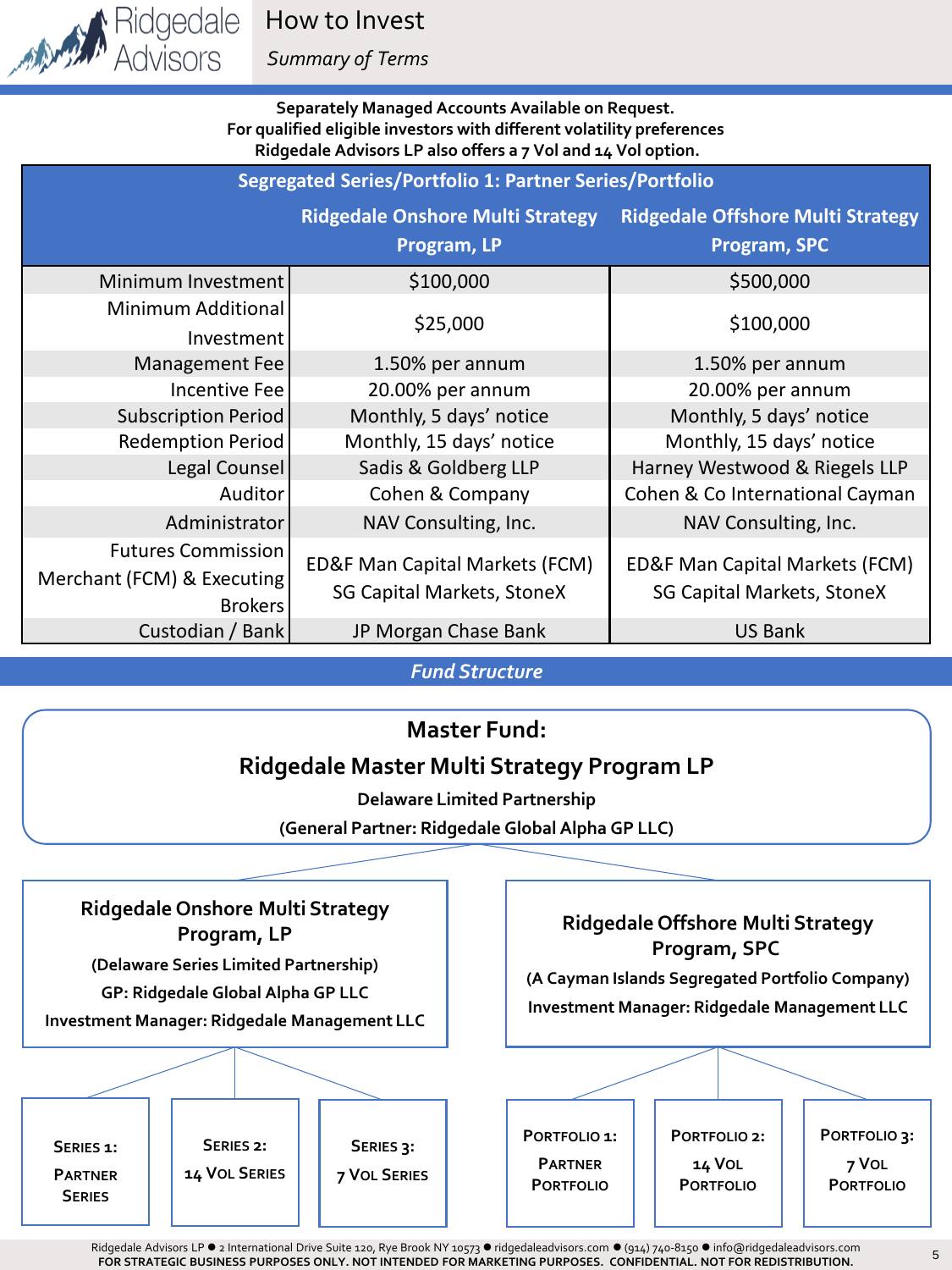# How to Invest

*Summary of Terms*

**Separately Managed Accounts Available on Request.**
**For qualified eligible investors with different volatility preferences**
**Ridgedale Advisors LP also offers a 7 Vol and 14 Vol option.**

| Segregated Series/Portfolio 1: Partner Series/Portfolio | Ridgedale Onshore Multi Strategy Program, LP | Ridgedale Offshore Multi Strategy Program, SPC |
|---|---|---|
| Minimum Investment | $100,000 | $500,000 |
| Minimum Additional Investment | $25,000 | $100,000 |
| Management Fee | 1.50% per annum | 1.50% per annum |
| Incentive Fee | 20.00% per annum | 20.00% per annum |
| Subscription Period | Monthly, 5 days' notice | Monthly, 5 days' notice |
| Redemption Period | Monthly, 15 days' notice | Monthly, 15 days' notice |
| Legal Counsel | Sadis & Goldberg LLP | Harney Westwood & Riegels LLP |
| Auditor | Cohen & Company | Cohen & Co International Cayman |
| Administrator | NAV Consulting, Inc. | NAV Consulting, Inc. |
| Futures Commission Merchant (FCM) & Executing Brokers | ED&F Man Capital Markets (FCM) SG Capital Markets, StoneX | ED&F Man Capital Markets (FCM) SG Capital Markets, StoneX |
| Custodian / Bank | JP Morgan Chase Bank | US Bank |

## *Fund Structure*

**Master Fund:**
**Ridgedale Master Multi Strategy Program LP**
**Delaware Limited Partnership**
**(General Partner: Ridgedale Global Alpha GP LLC)**

**Ridgedale Onshore Multi Strategy Program, LP**
**(Delaware Series Limited Partnership)**
**GP: Ridgedale Global Alpha GP LLC**
**Investment Manager: Ridgedale Management LLC**

- **Series 1: Partner Series**
- **Series 2: 14 Vol Series**
- **Series 3: 7 Vol Series**

**Ridgedale Offshore Multi Strategy Program, SPC**
**(A Cayman Islands Segregated Portfolio Company)**
**Investment Manager: Ridgedale Management LLC**

- **Portfolio 1: Partner Portfolio**
- **Portfolio 2: 14 Vol Portfolio**
- **Portfolio 3: 7 Vol Portfolio**

Ridgedale Advisors LP ● 2 International Drive Suite 120, Rye Brook NY 10573 ● ridgedaleadvisors.com ● (914) 740-8150 ● info@ridgedaleadvisors.com
**FOR STRATEGIC BUSINESS PURPOSES ONLY. NOT INTENDED FOR MARKETING PURPOSES. CONFIDENTIAL. NOT FOR REDISTRIBUTION.**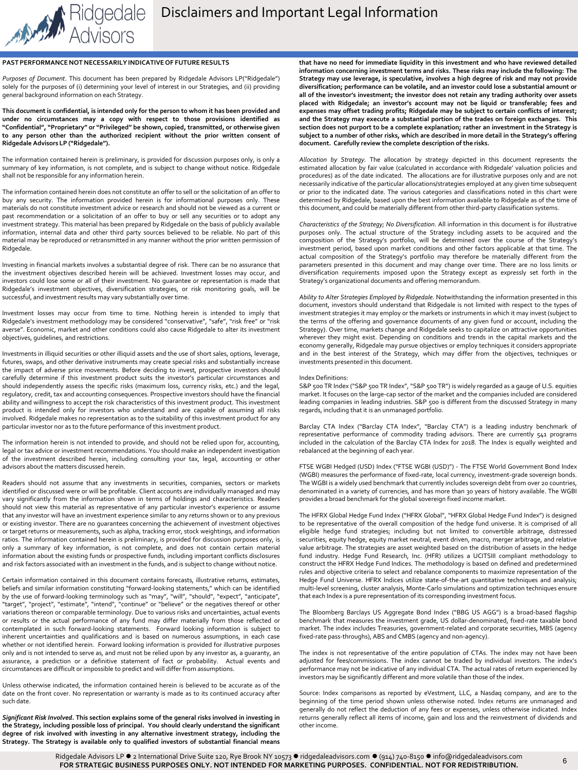# Disclaimers and Important Legal Information

**PAST PERFORMANCE NOT NECESSARILY INDICATIVE OF FUTURE RESULTS**

*Purposes of Document*. This document has been prepared by Ridgedale Advisors LP("Ridgedale") solely for the purposes of (i) determining your level of interest in our Strategies, and (ii) providing general background information on each Strategy.

**This document is confidential, is intended only for the person to whom it has been provided and under no circumstances may a copy with respect to those provisions identified as "Confidential", "Proprietary" or "Privileged" be shown, copied, transmitted, or otherwise given to any person other than the authorized recipient without the prior written consent of Ridgedale Advisors LP ("Ridgedale").**

The information contained herein is preliminary, is provided for discussion purposes only, is only a summary of key information, is not complete, and is subject to change without notice. Ridgedale shall not be responsible for any information herein.

The information contained herein does not constitute an offer to sell or the solicitation of an offer to buy any security. The information provided herein is for informational purposes only. These materials do not constitute investment advice or research and should not be viewed as a current or past recommendation or a solicitation of an offer to buy or sell any securities or to adopt any investment strategy. This material has been prepared by Ridgedale on the basis of publicly available information, internal data and other third party sources believed to be reliable. No part of this material may be reproduced or retransmitted in any manner without the prior written permission of Ridgedale.

Investing in financial markets involves a substantial degree of risk. There can be no assurance that the investment objectives described herein will be achieved. Investment losses may occur, and investors could lose some or all of their investment. No guarantee or representation is made that Ridgedale's investment objectives, diversification strategies, or risk monitoring goals, will be successful, and investment results may vary substantially over time.

Investment losses may occur from time to time. Nothing herein is intended to imply that Ridgedale's investment methodology may be considered "conservative", "safe", "risk free" or "risk averse". Economic, market and other conditions could also cause Ridgedale to alter its investment objectives, guidelines, and restrictions.

Investments in illiquid securities or other illiquid assets and the use of short sales, options, leverage, futures, swaps, and other derivative instruments may create special risks and substantially increase the impact of adverse price movements. Before deciding to invest, prospective investors should carefully determine if this investment product suits the investor's particular circumstances and should independently assess the specific risks (maximum loss, currency risks, etc.) and the legal, regulatory, credit, tax and accounting consequences. Prospective investors should have the financial ability and willingness to accept the risk characteristics of this investment product. This investment product is intended only for investors who understand and are capable of assuming all risks involved. Ridgedale makes no representation as to the suitability of this investment product for any particular investor nor as to the future performance of this investment product.

The information herein is not intended to provide, and should not be relied upon for, accounting, legal or tax advice or investment recommendations. You should make an independent investigation of the investment described herein, including consulting your tax, legal, accounting or other advisors about the matters discussed herein.

Readers should not assume that any investments in securities, companies, sectors or markets identified or discussed were or will be profitable. Client accounts are individually managed and may vary significantly from the information shown in terms of holdings and characteristics. Readers should not view this material as representative of any particular investor's experience or assume that any investor will have an investment experience similar to any returns shown or to any previous or existing investor. There are no guarantees concerning the achievement of investment objectives or target returns or measurements, such as alpha, tracking error, stock weightings, and information ratios. The information contained herein is preliminary, is provided for discussion purposes only, is only a summary of key information, is not complete, and does not contain certain material information about the existing funds or prospective funds, including important conflicts disclosures and risk factors associated with an investment in the funds, and is subject to change without notice.

Certain information contained in this document contains forecasts, illustrative returns, estimates, beliefs and similar information constituting "forward-looking statements," which can be identified by the use of forward-looking terminology such as "may", "will", "should", "expect", "anticipate", "target", "project", "estimate", "intend", "continue" or "believe" or the negatives thereof or other variations thereon or comparable terminology. Due to various risks and uncertainties, actual events or results or the actual performance of any fund may differ materially from those reflected or contemplated in such forward-looking statements. Forward looking information is subject to inherent uncertainties and qualifications and is based on numerous assumptions, in each case whether or not identified herein. Forward looking information is provided for illustrative purposes only and is not intended to serve as, and must not be relied upon by any investor as, a guaranty, an assurance, a prediction or a definitive statement of fact or probability. Actual events and circumstances are difficult or impossible to predict and will differ from assumptions.

Unless otherwise indicated, the information contained herein is believed to be accurate as of the date on the front cover. No representation or warranty is made as to its continued accuracy after such date.

***Significant Risk Involved*. This section explains some of the general risks involved in investing in the Strategy, including possible loss of principal. You should clearly understand the significant degree of risk involved with investing in any alternative investment strategy, including the Strategy. The Strategy is available only to qualified investors of substantial financial means that have no need for immediate liquidity in this investment and who have reviewed detailed information concerning investment terms and risks. These risks may include the following: The Strategy may use leverage, is speculative, involves a high degree of risk and may not provide diversification; performance can be volatile, and an investor could lose a substantial amount or all of the investor's investment; the investor does not retain any trading authority over assets placed with Ridgedale; an investor's account may not be liquid or transferable; fees and expenses may offset trading profits; Ridgedale may be subject to certain conflicts of interest; and the Strategy may execute a substantial portion of the trades on foreign exchanges. This section does not purport to be a complete explanation; rather an investment in the Strategy is subject to a number of other risks, which are described in more detail in the Strategy's offering document. Carefully review the complete description of the risks.**

*Allocation by Strategy.* The allocation by strategy depicted in this document represents the estimated allocation by fair value (calculated in accordance with Ridgedale' valuation policies and procedures) as of the date indicated. The allocations are for illustrative purposes only and are not necessarily indicative of the particular allocations/strategies employed at any given time subsequent or prior to the indicated date. The various categories and classifications noted in this chart were determined by Ridgedale, based upon the best information available to Ridgedale as of the time of this document, and could be materially different from other third-party classification systems.

*Characteristics of the Strategy; No Diversification*. All information in this document is for illustrative purposes only. The actual structure of the Strategy including assets to be acquired and the composition of the Strategy's portfolio, will be determined over the course of the Strategy's investment period, based upon market conditions and other factors applicable at that time. The actual composition of the Strategy's portfolio may therefore be materially different from the parameters presented in this document and may change over time. There are no loss limits or diversification requirements imposed upon the Strategy except as expressly set forth in the Strategy's organizational documents and offering memorandum.

*Ability to Alter Strategies Employed by Ridgedale.* Notwithstanding the information presented in this document, investors should understand that Ridgedale is not limited with respect to the types of investment strategies it may employ or the markets or instruments in which it may invest (subject to the terms of the offering and governance documents of any given fund or account, including the Strategy). Over time, markets change and Ridgedale seeks to capitalize on attractive opportunities wherever they might exist. Depending on conditions and trends in the capital markets and the economy generally, Ridgedale may pursue objectives or employ techniques it considers appropriate and in the best interest of the Strategy, which may differ from the objectives, techniques or investments presented in this document.

Index Definitions:

S&P 500 TR Index ("S&P 500 TR Index", "S&P 500 TR") is widely regarded as a gauge of U.S. equities market. It focuses on the large-cap sector of the market and the companies included are considered leading companies in leading industries. S&P 500 is different from the discussed Strategy in many regards, including that it is an unmanaged portfolio.

Barclay CTA Index ("Barclay CTA Index", "Barclay CTA") is a leading industry benchmark of representative performance of commodity trading advisors. There are currently 541 programs included in the calculation of the Barclay CTA Index for 2018. The Index is equally weighted and rebalanced at the beginning of each year.

FTSE WGBI Hedged (USD) Index ("FTSE WGBI (USD)") - The FTSE World Government Bond Index (WGBI) measures the performance of fixed-rate, local currency, investment-grade sovereign bonds. The WGBI is a widely used benchmark that currently includes sovereign debt from over 20 countries, denominated in a variety of currencies, and has more than 30 years of history available. The WGBI provides a broad benchmark for the global sovereign fixed income market.

The HFRX Global Hedge Fund Index ("HFRX Global", "HFRX Global Hedge Fund Index") is designed to be representative of the overall composition of the hedge fund universe. It is comprised of all eligible hedge fund strategies; including but not limited to convertible arbitrage, distressed securities, equity hedge, equity market neutral, event driven, macro, merger arbitrage, and relative value arbitrage. The strategies are asset weighted based on the distribution of assets in the hedge fund industry. Hedge Fund Research, Inc. (HFR) utilizes a UCITSIII compliant methodology to construct the HFRX Hedge Fund Indices. The methodology is based on defined and predetermined rules and objective criteria to select and rebalance components to maximize representation of the Hedge Fund Universe. HFRX Indices utilize state-of-the-art quantitative techniques and analysis; multi-level screening, cluster analysis, Monte-Carlo simulations and optimization techniques ensure that each Index is a pure representation of its corresponding investment focus.

The Bloomberg Barclays US Aggregate Bond Index ("BBG US AGG") is a broad-based flagship benchmark that measures the investment grade, US dollar-denominated, fixed-rate taxable bond market. The index includes Treasuries, government-related and corporate securities, MBS (agency fixed-rate pass-throughs), ABS and CMBS (agency and non-agency).

The index is not representative of the entire population of CTAs. The index may not have been adjusted for fees/commissions. The index cannot be traded by individual investors. The index's performance may not be indicative of any individual CTA. The actual rates of return experienced by investors may be significantly different and more volatile than those of the index.

Source: Index comparisons as reported by eVestment, LLC, a Nasdaq company, and are to the beginning of the time period shown unless otherwise noted. Index returns are unmanaged and generally do not reflect the deduction of any fees or expenses, unless otherwise indicated. Index returns generally reflect all items of income, gain and loss and the reinvestment of dividends and other income.